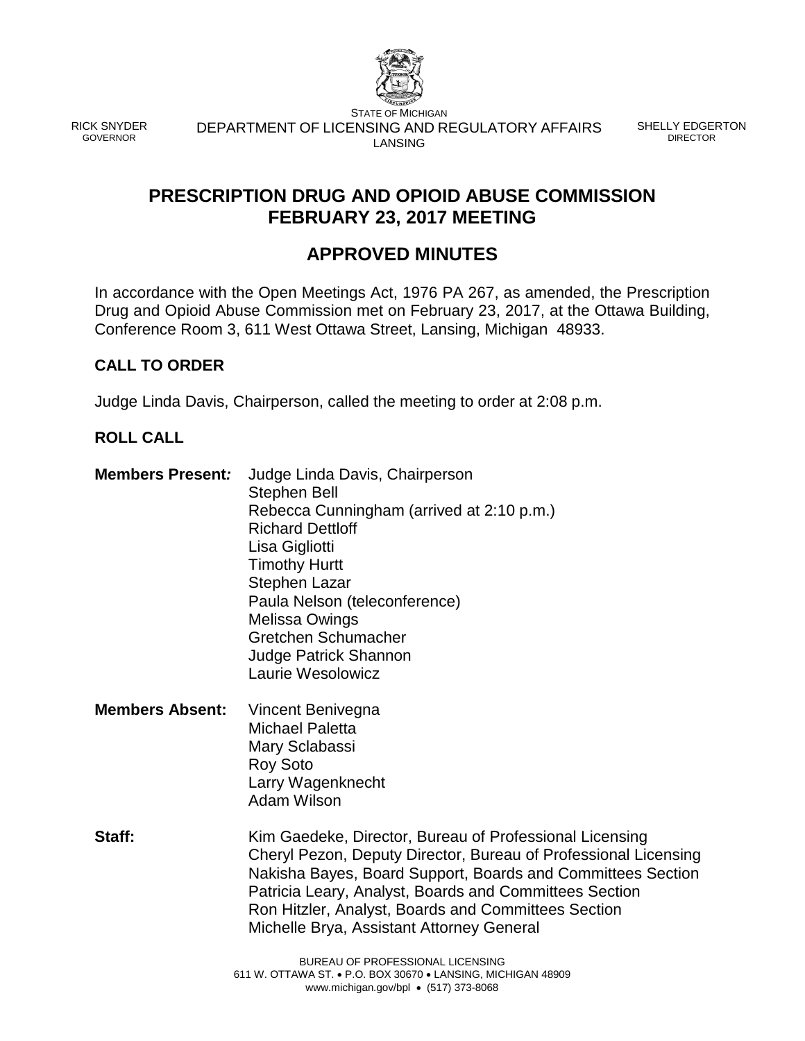STATE OF MICHIGAN
DEPARTMENT OF LICENSING AND REGULATORY AFFAIRS
LANSING

RICK SNYDER
GOVERNOR

SHELLY EDGERTON
DIRECTOR

# PRESCRIPTION DRUG AND OPIOID ABUSE COMMISSION FEBRUARY 23, 2017 MEETING

## APPROVED MINUTES

In accordance with the Open Meetings Act, 1976 PA 267, as amended, the Prescription Drug and Opioid Abuse Commission met on February 23, 2017, at the Ottawa Building, Conference Room 3, 611 West Ottawa Street, Lansing, Michigan 48933.

### CALL TO ORDER

Judge Linda Davis, Chairperson, called the meeting to order at 2:08 p.m.

### ROLL CALL

**Members Present:**
Judge Linda Davis, Chairperson
Stephen Bell
Rebecca Cunningham (arrived at 2:10 p.m.)
Richard Dettloff
Lisa Gigliotti
Timothy Hurtt
Stephen Lazar
Paula Nelson (teleconference)
Melissa Owings
Gretchen Schumacher
Judge Patrick Shannon
Laurie Wesolowicz

**Members Absent:**
Vincent Benivegna
Michael Paletta
Mary Sclabassi
Roy Soto
Larry Wagenknecht
Adam Wilson

**Staff:**
Kim Gaedeke, Director, Bureau of Professional Licensing
Cheryl Pezon, Deputy Director, Bureau of Professional Licensing
Nakisha Bayes, Board Support, Boards and Committees Section
Patricia Leary, Analyst, Boards and Committees Section
Ron Hitzler, Analyst, Boards and Committees Section
Michelle Brya, Assistant Attorney General

BUREAU OF PROFESSIONAL LICENSING
611 W. OTTAWA ST. • P.O. BOX 30670 • LANSING, MICHIGAN 48909
www.michigan.gov/bpl • (517) 373-8068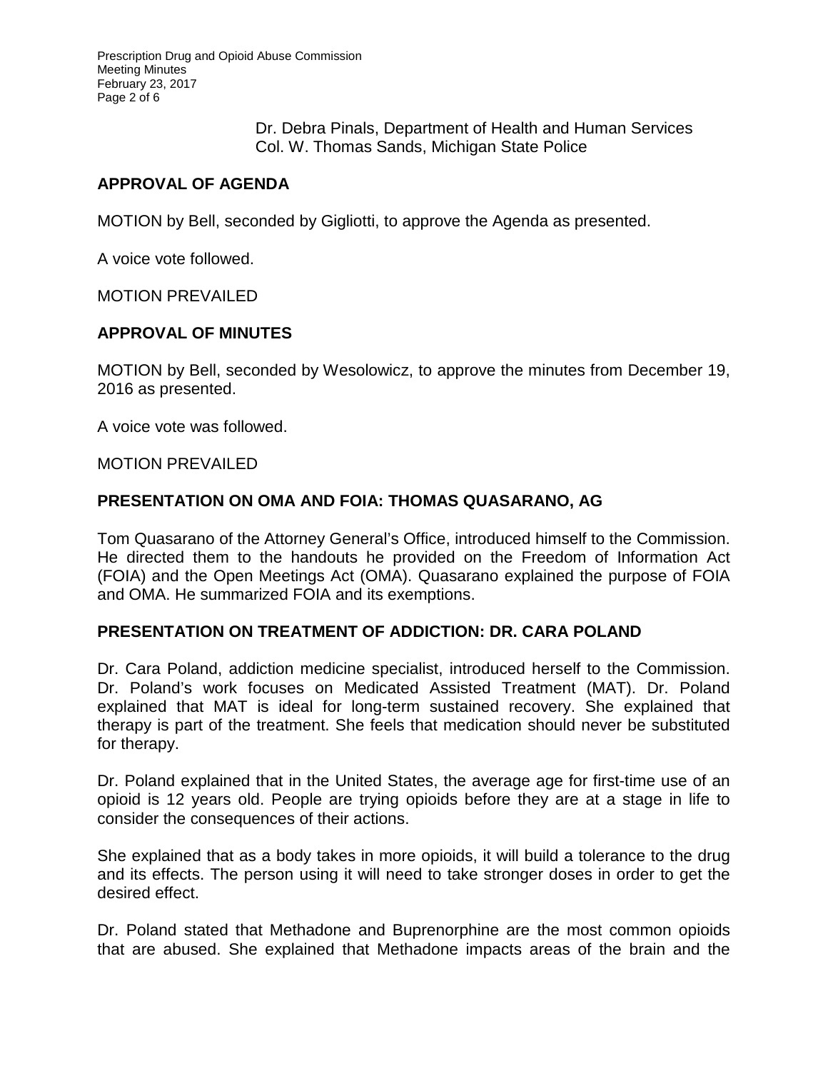Dr. Debra Pinals, Department of Health and Human Services
Col. W. Thomas Sands, Michigan State Police

## APPROVAL OF AGENDA

MOTION by Bell, seconded by Gigliotti, to approve the Agenda as presented.

A voice vote followed.

MOTION PREVAILED

## APPROVAL OF MINUTES

MOTION by Bell, seconded by Wesolowicz, to approve the minutes from December 19, 2016 as presented.

A voice vote was followed.

MOTION PREVAILED

## PRESENTATION ON OMA AND FOIA: THOMAS QUASARANO, AG

Tom Quasarano of the Attorney General's Office, introduced himself to the Commission. He directed them to the handouts he provided on the Freedom of Information Act (FOIA) and the Open Meetings Act (OMA). Quasarano explained the purpose of FOIA and OMA. He summarized FOIA and its exemptions.

## PRESENTATION ON TREATMENT OF ADDICTION: DR. CARA POLAND

Dr. Cara Poland, addiction medicine specialist, introduced herself to the Commission. Dr. Poland's work focuses on Medicated Assisted Treatment (MAT). Dr. Poland explained that MAT is ideal for long-term sustained recovery. She explained that therapy is part of the treatment. She feels that medication should never be substituted for therapy.

Dr. Poland explained that in the United States, the average age for first-time use of an opioid is 12 years old. People are trying opioids before they are at a stage in life to consider the consequences of their actions.

She explained that as a body takes in more opioids, it will build a tolerance to the drug and its effects. The person using it will need to take stronger doses in order to get the desired effect.

Dr. Poland stated that Methadone and Buprenorphine are the most common opioids that are abused. She explained that Methadone impacts areas of the brain and the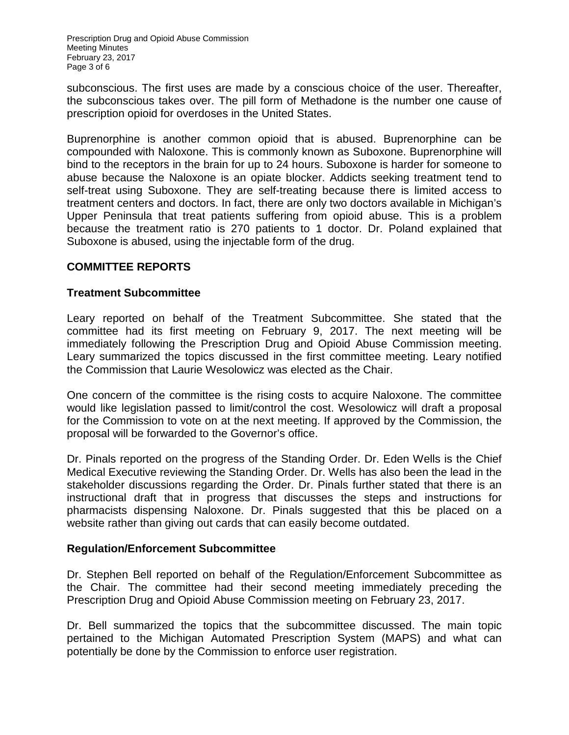subconscious. The first uses are made by a conscious choice of the user. Thereafter, the subconscious takes over. The pill form of Methadone is the number one cause of prescription opioid for overdoses in the United States.

Buprenorphine is another common opioid that is abused. Buprenorphine can be compounded with Naloxone. This is commonly known as Suboxone. Buprenorphine will bind to the receptors in the brain for up to 24 hours. Suboxone is harder for someone to abuse because the Naloxone is an opiate blocker. Addicts seeking treatment tend to self-treat using Suboxone. They are self-treating because there is limited access to treatment centers and doctors. In fact, there are only two doctors available in Michigan's Upper Peninsula that treat patients suffering from opioid abuse. This is a problem because the treatment ratio is 270 patients to 1 doctor. Dr. Poland explained that Suboxone is abused, using the injectable form of the drug.

## COMMITTEE REPORTS

### Treatment Subcommittee

Leary reported on behalf of the Treatment Subcommittee. She stated that the committee had its first meeting on February 9, 2017. The next meeting will be immediately following the Prescription Drug and Opioid Abuse Commission meeting. Leary summarized the topics discussed in the first committee meeting. Leary notified the Commission that Laurie Wesolowicz was elected as the Chair.

One concern of the committee is the rising costs to acquire Naloxone. The committee would like legislation passed to limit/control the cost. Wesolowicz will draft a proposal for the Commission to vote on at the next meeting. If approved by the Commission, the proposal will be forwarded to the Governor's office.

Dr. Pinals reported on the progress of the Standing Order. Dr. Eden Wells is the Chief Medical Executive reviewing the Standing Order. Dr. Wells has also been the lead in the stakeholder discussions regarding the Order. Dr. Pinals further stated that there is an instructional draft that in progress that discusses the steps and instructions for pharmacists dispensing Naloxone. Dr. Pinals suggested that this be placed on a website rather than giving out cards that can easily become outdated.

### Regulation/Enforcement Subcommittee

Dr. Stephen Bell reported on behalf of the Regulation/Enforcement Subcommittee as the Chair. The committee had their second meeting immediately preceding the Prescription Drug and Opioid Abuse Commission meeting on February 23, 2017.

Dr. Bell summarized the topics that the subcommittee discussed. The main topic pertained to the Michigan Automated Prescription System (MAPS) and what can potentially be done by the Commission to enforce user registration.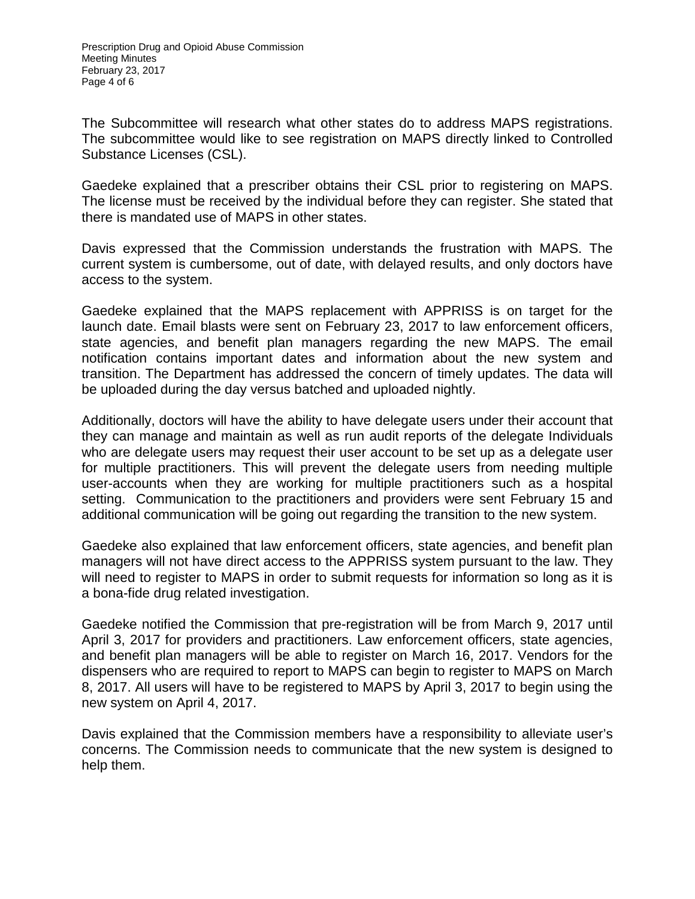The Subcommittee will research what other states do to address MAPS registrations. The subcommittee would like to see registration on MAPS directly linked to Controlled Substance Licenses (CSL).

Gaedeke explained that a prescriber obtains their CSL prior to registering on MAPS. The license must be received by the individual before they can register. She stated that there is mandated use of MAPS in other states.

Davis expressed that the Commission understands the frustration with MAPS. The current system is cumbersome, out of date, with delayed results, and only doctors have access to the system.

Gaedeke explained that the MAPS replacement with APPRISS is on target for the launch date. Email blasts were sent on February 23, 2017 to law enforcement officers, state agencies, and benefit plan managers regarding the new MAPS. The email notification contains important dates and information about the new system and transition. The Department has addressed the concern of timely updates. The data will be uploaded during the day versus batched and uploaded nightly.

Additionally, doctors will have the ability to have delegate users under their account that they can manage and maintain as well as run audit reports of the delegate Individuals who are delegate users may request their user account to be set up as a delegate user for multiple practitioners. This will prevent the delegate users from needing multiple user-accounts when they are working for multiple practitioners such as a hospital setting. Communication to the practitioners and providers were sent February 15 and additional communication will be going out regarding the transition to the new system.

Gaedeke also explained that law enforcement officers, state agencies, and benefit plan managers will not have direct access to the APPRISS system pursuant to the law. They will need to register to MAPS in order to submit requests for information so long as it is a bona-fide drug related investigation.

Gaedeke notified the Commission that pre-registration will be from March 9, 2017 until April 3, 2017 for providers and practitioners. Law enforcement officers, state agencies, and benefit plan managers will be able to register on March 16, 2017. Vendors for the dispensers who are required to report to MAPS can begin to register to MAPS on March 8, 2017. All users will have to be registered to MAPS by April 3, 2017 to begin using the new system on April 4, 2017.

Davis explained that the Commission members have a responsibility to alleviate user's concerns. The Commission needs to communicate that the new system is designed to help them.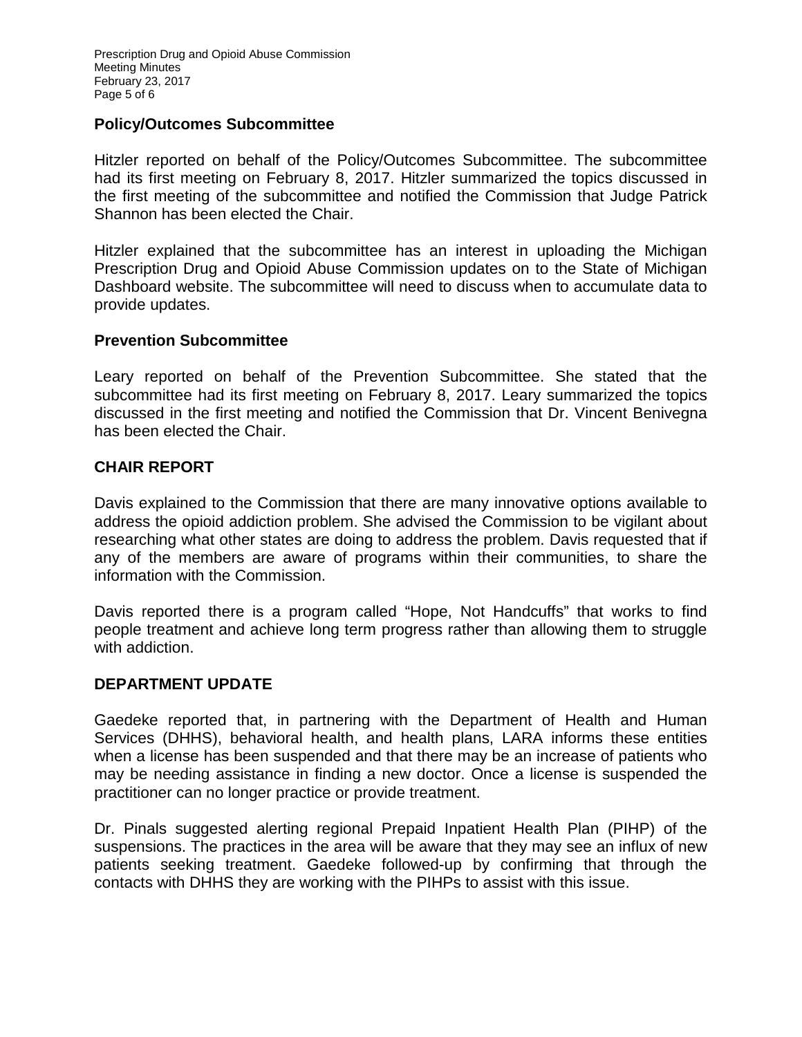### Policy/Outcomes Subcommittee

Hitzler reported on behalf of the Policy/Outcomes Subcommittee. The subcommittee had its first meeting on February 8, 2017. Hitzler summarized the topics discussed in the first meeting of the subcommittee and notified the Commission that Judge Patrick Shannon has been elected the Chair.

Hitzler explained that the subcommittee has an interest in uploading the Michigan Prescription Drug and Opioid Abuse Commission updates on to the State of Michigan Dashboard website. The subcommittee will need to discuss when to accumulate data to provide updates.

### Prevention Subcommittee

Leary reported on behalf of the Prevention Subcommittee. She stated that the subcommittee had its first meeting on February 8, 2017. Leary summarized the topics discussed in the first meeting and notified the Commission that Dr. Vincent Benivegna has been elected the Chair.

## CHAIR REPORT

Davis explained to the Commission that there are many innovative options available to address the opioid addiction problem. She advised the Commission to be vigilant about researching what other states are doing to address the problem. Davis requested that if any of the members are aware of programs within their communities, to share the information with the Commission.

Davis reported there is a program called "Hope, Not Handcuffs" that works to find people treatment and achieve long term progress rather than allowing them to struggle with addiction.

## DEPARTMENT UPDATE

Gaedeke reported that, in partnering with the Department of Health and Human Services (DHHS), behavioral health, and health plans, LARA informs these entities when a license has been suspended and that there may be an increase of patients who may be needing assistance in finding a new doctor. Once a license is suspended the practitioner can no longer practice or provide treatment.

Dr. Pinals suggested alerting regional Prepaid Inpatient Health Plan (PIHP) of the suspensions. The practices in the area will be aware that they may see an influx of new patients seeking treatment. Gaedeke followed-up by confirming that through the contacts with DHHS they are working with the PIHPs to assist with this issue.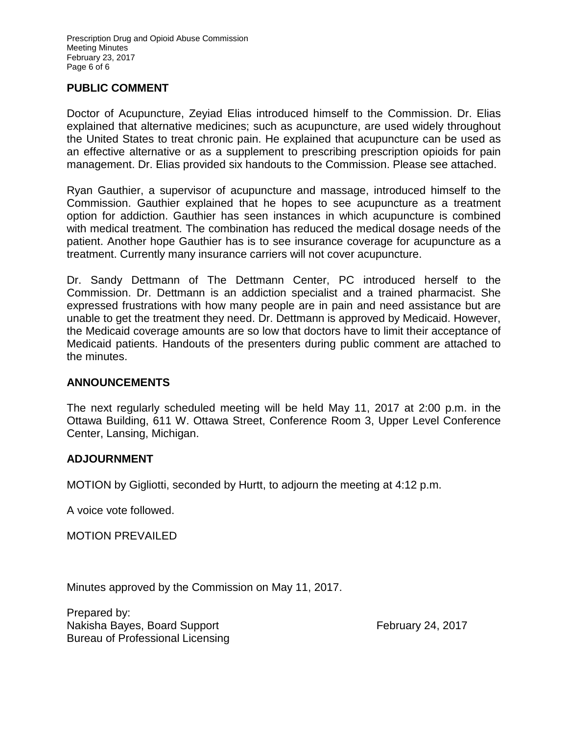## PUBLIC COMMENT

Doctor of Acupuncture, Zeyiad Elias introduced himself to the Commission. Dr. Elias explained that alternative medicines; such as acupuncture, are used widely throughout the United States to treat chronic pain. He explained that acupuncture can be used as an effective alternative or as a supplement to prescribing prescription opioids for pain management. Dr. Elias provided six handouts to the Commission. Please see attached.

Ryan Gauthier, a supervisor of acupuncture and massage, introduced himself to the Commission. Gauthier explained that he hopes to see acupuncture as a treatment option for addiction. Gauthier has seen instances in which acupuncture is combined with medical treatment. The combination has reduced the medical dosage needs of the patient. Another hope Gauthier has is to see insurance coverage for acupuncture as a treatment. Currently many insurance carriers will not cover acupuncture.

Dr. Sandy Dettmann of The Dettmann Center, PC introduced herself to the Commission. Dr. Dettmann is an addiction specialist and a trained pharmacist. She expressed frustrations with how many people are in pain and need assistance but are unable to get the treatment they need. Dr. Dettmann is approved by Medicaid. However, the Medicaid coverage amounts are so low that doctors have to limit their acceptance of Medicaid patients. Handouts of the presenters during public comment are attached to the minutes.

## ANNOUNCEMENTS

The next regularly scheduled meeting will be held May 11, 2017 at 2:00 p.m. in the Ottawa Building, 611 W. Ottawa Street, Conference Room 3, Upper Level Conference Center, Lansing, Michigan.

## ADJOURNMENT

MOTION by Gigliotti, seconded by Hurtt, to adjourn the meeting at 4:12 p.m.

A voice vote followed.

MOTION PREVAILED

Minutes approved by the Commission on May 11, 2017.

Prepared by:
Nakisha Bayes, Board Support February 24, 2017
Bureau of Professional Licensing